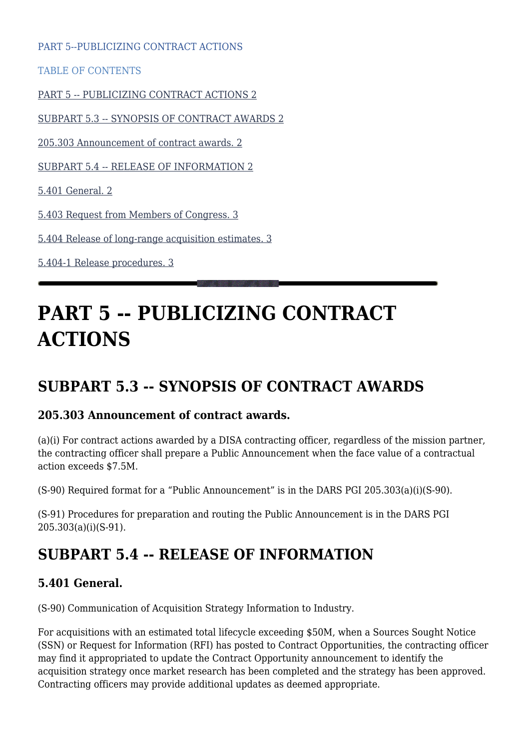PART 5--PUBLICIZING CONTRACT ACTIONS

TABLE OF CONTENTS

PART 5 -- PUBLICIZING CONTRACT ACTIONS 2

SUBPART 5.3 -- SYNOPSIS OF CONTRACT AWARDS 2

205.303 Announcement of contract awards. 2

SUBPART 5.4 -- RELEASE OF INFORMATION 2

5.401 General. 2

5.403 Request from Members of Congress. 3

5.404 Release of long-range acquisition estimates. 3

5.404-1 Release procedures. 3

---

# PART 5 -- PUBLICIZING CONTRACT ACTIONS

## SUBPART 5.3 -- SYNOPSIS OF CONTRACT AWARDS

### 205.303 Announcement of contract awards.

(a)(i) For contract actions awarded by a DISA contracting officer, regardless of the mission partner, the contracting officer shall prepare a Public Announcement when the face value of a contractual action exceeds $7.5M.

(S-90) Required format for a "Public Announcement" is in the DARS PGI 205.303(a)(i)(S-90).

(S-91) Procedures for preparation and routing the Public Announcement is in the DARS PGI 205.303(a)(i)(S-91).

## SUBPART 5.4 -- RELEASE OF INFORMATION

### 5.401 General.

(S-90) Communication of Acquisition Strategy Information to Industry.

For acquisitions with an estimated total lifecycle exceeding $50M, when a Sources Sought Notice (SSN) or Request for Information (RFI) has posted to Contract Opportunities, the contracting officer may find it appropriated to update the Contract Opportunity announcement to identify the acquisition strategy once market research has been completed and the strategy has been approved. Contracting officers may provide additional updates as deemed appropriate.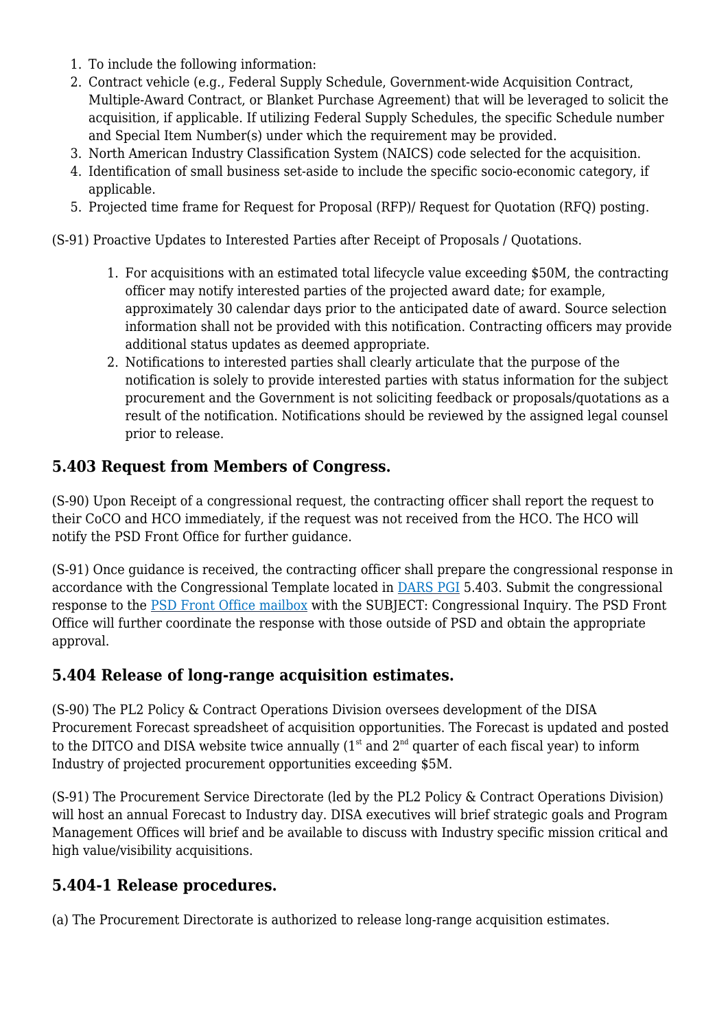1. To include the following information:
2. Contract vehicle (e.g., Federal Supply Schedule, Government-wide Acquisition Contract, Multiple-Award Contract, or Blanket Purchase Agreement) that will be leveraged to solicit the acquisition, if applicable. If utilizing Federal Supply Schedules, the specific Schedule number and Special Item Number(s) under which the requirement may be provided.
3. North American Industry Classification System (NAICS) code selected for the acquisition.
4. Identification of small business set-aside to include the specific socio-economic category, if applicable.
5. Projected time frame for Request for Proposal (RFP)/ Request for Quotation (RFQ) posting.

(S-91) Proactive Updates to Interested Parties after Receipt of Proposals / Quotations.

1. For acquisitions with an estimated total lifecycle value exceeding $50M, the contracting officer may notify interested parties of the projected award date; for example, approximately 30 calendar days prior to the anticipated date of award. Source selection information shall not be provided with this notification. Contracting officers may provide additional status updates as deemed appropriate.
2. Notifications to interested parties shall clearly articulate that the purpose of the notification is solely to provide interested parties with status information for the subject procurement and the Government is not soliciting feedback or proposals/quotations as a result of the notification. Notifications should be reviewed by the assigned legal counsel prior to release.

## 5.403 Request from Members of Congress.

(S-90) Upon Receipt of a congressional request, the contracting officer shall report the request to their CoCO and HCO immediately, if the request was not received from the HCO. The HCO will notify the PSD Front Office for further guidance.

(S-91) Once guidance is received, the contracting officer shall prepare the congressional response in accordance with the Congressional Template located in DARS PGI 5.403. Submit the congressional response to the PSD Front Office mailbox with the SUBJECT: Congressional Inquiry. The PSD Front Office will further coordinate the response with those outside of PSD and obtain the appropriate approval.

## 5.404 Release of long-range acquisition estimates.

(S-90) The PL2 Policy & Contract Operations Division oversees development of the DISA Procurement Forecast spreadsheet of acquisition opportunities. The Forecast is updated and posted to the DITCO and DISA website twice annually (1st and 2nd quarter of each fiscal year) to inform Industry of projected procurement opportunities exceeding $5M.

(S-91) The Procurement Service Directorate (led by the PL2 Policy & Contract Operations Division) will host an annual Forecast to Industry day. DISA executives will brief strategic goals and Program Management Offices will brief and be available to discuss with Industry specific mission critical and high value/visibility acquisitions.

## 5.404-1 Release procedures.

(a) The Procurement Directorate is authorized to release long-range acquisition estimates.